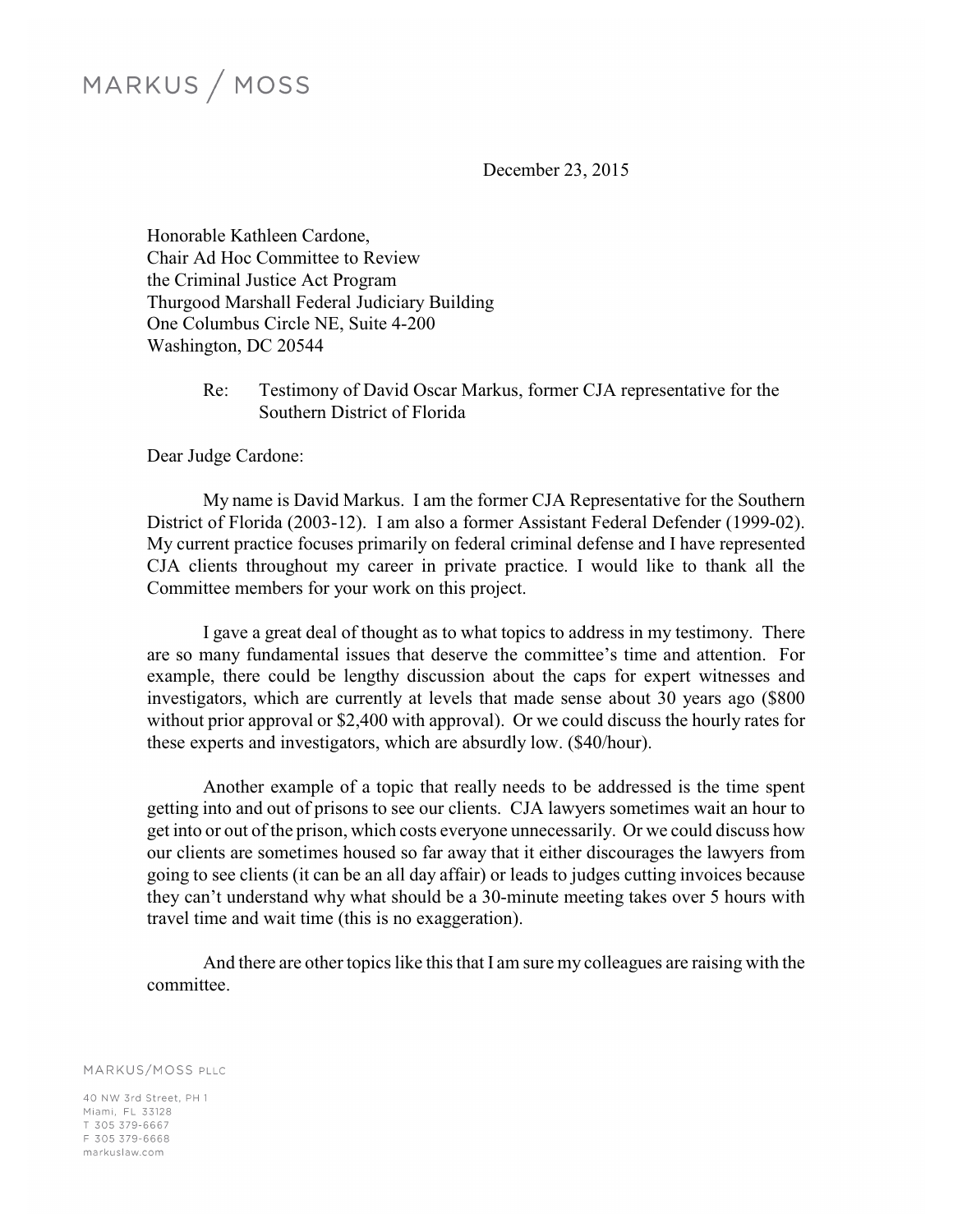MARKUS / MOSS

December 23, 2015

Honorable Kathleen Cardone,
Chair Ad Hoc Committee to Review
the Criminal Justice Act Program
Thurgood Marshall Federal Judiciary Building
One Columbus Circle NE, Suite 4-200
Washington, DC 20544

Re: Testimony of David Oscar Markus, former CJA representative for the Southern District of Florida

Dear Judge Cardone:

My name is David Markus. I am the former CJA Representative for the Southern District of Florida (2003-12). I am also a former Assistant Federal Defender (1999-02). My current practice focuses primarily on federal criminal defense and I have represented CJA clients throughout my career in private practice. I would like to thank all the Committee members for your work on this project.

I gave a great deal of thought as to what topics to address in my testimony. There are so many fundamental issues that deserve the committee's time and attention. For example, there could be lengthy discussion about the caps for expert witnesses and investigators, which are currently at levels that made sense about 30 years ago ($800 without prior approval or $2,400 with approval). Or we could discuss the hourly rates for these experts and investigators, which are absurdly low. ($40/hour).

Another example of a topic that really needs to be addressed is the time spent getting into and out of prisons to see our clients. CJA lawyers sometimes wait an hour to get into or out of the prison, which costs everyone unnecessarily. Or we could discuss how our clients are sometimes housed so far away that it either discourages the lawyers from going to see clients (it can be an all day affair) or leads to judges cutting invoices because they can't understand why what should be a 30-minute meeting takes over 5 hours with travel time and wait time (this is no exaggeration).

And there are other topics like this that I am sure my colleagues are raising with the committee.

MARKUS/MOSS PLLC

40 NW 3rd Street, PH 1
Miami, FL 33128
T 305 379-6667
F 305 379-6668
markuslaw.com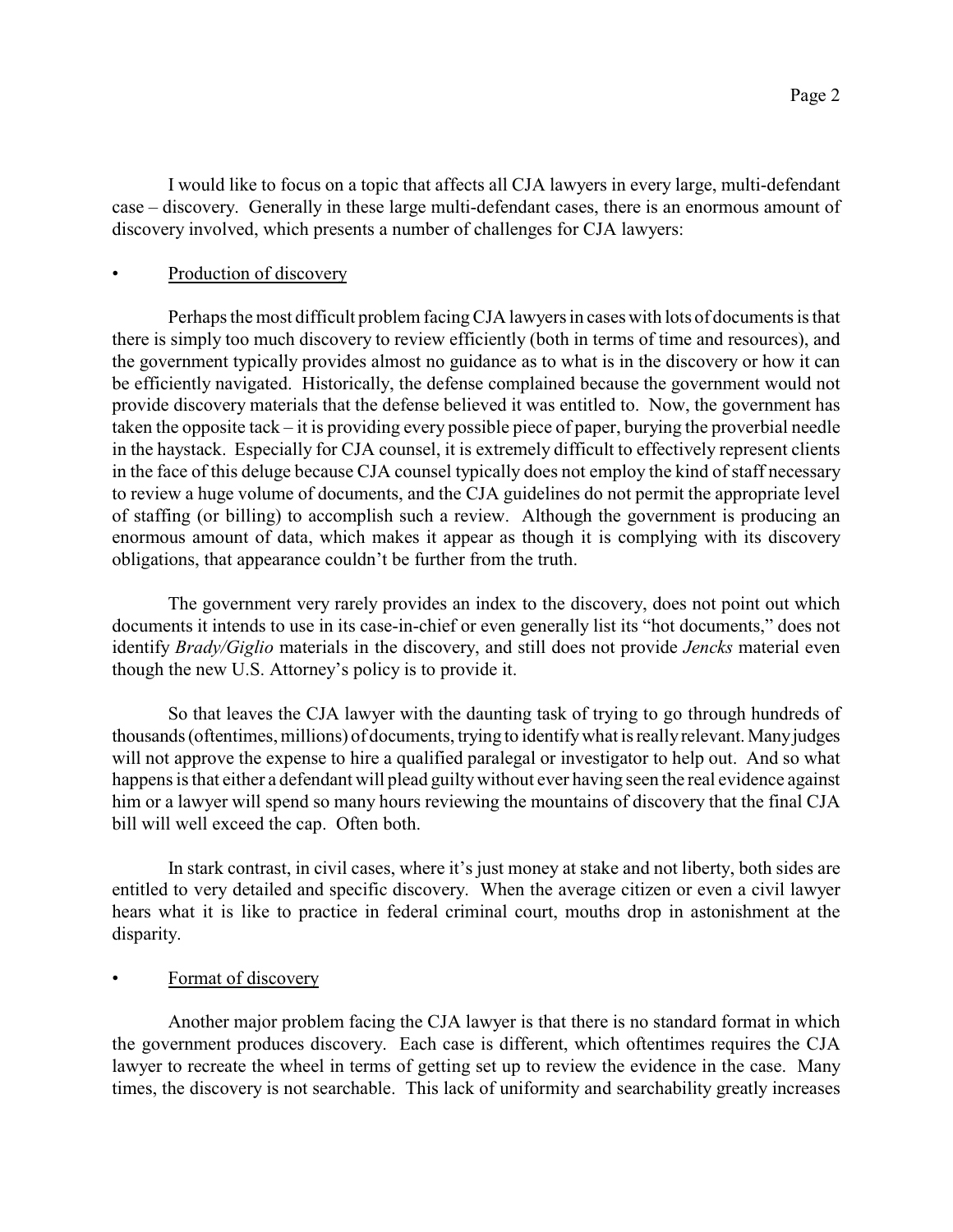I would like to focus on a topic that affects all CJA lawyers in every large, multi-defendant case – discovery. Generally in these large multi-defendant cases, there is an enormous amount of discovery involved, which presents a number of challenges for CJA lawyers:

- <u>Production of discovery</u>

Perhaps the most difficult problem facing CJA lawyers in cases with lots of documents is that there is simply too much discovery to review efficiently (both in terms of time and resources), and the government typically provides almost no guidance as to what is in the discovery or how it can be efficiently navigated. Historically, the defense complained because the government would not provide discovery materials that the defense believed it was entitled to. Now, the government has taken the opposite tack – it is providing every possible piece of paper, burying the proverbial needle in the haystack. Especially for CJA counsel, it is extremely difficult to effectively represent clients in the face of this deluge because CJA counsel typically does not employ the kind of staff necessary to review a huge volume of documents, and the CJA guidelines do not permit the appropriate level of staffing (or billing) to accomplish such a review. Although the government is producing an enormous amount of data, which makes it appear as though it is complying with its discovery obligations, that appearance couldn't be further from the truth.

The government very rarely provides an index to the discovery, does not point out which documents it intends to use in its case-in-chief or even generally list its "hot documents," does not identify *Brady/Giglio* materials in the discovery, and still does not provide *Jencks* material even though the new U.S. Attorney's policy is to provide it.

So that leaves the CJA lawyer with the daunting task of trying to go through hundreds of thousands (oftentimes, millions) of documents, trying to identify what is really relevant. Many judges will not approve the expense to hire a qualified paralegal or investigator to help out. And so what happens is that either a defendant will plead guilty without ever having seen the real evidence against him or a lawyer will spend so many hours reviewing the mountains of discovery that the final CJA bill will well exceed the cap. Often both.

In stark contrast, in civil cases, where it's just money at stake and not liberty, both sides are entitled to very detailed and specific discovery. When the average citizen or even a civil lawyer hears what it is like to practice in federal criminal court, mouths drop in astonishment at the disparity.

- <u>Format of discovery</u>

Another major problem facing the CJA lawyer is that there is no standard format in which the government produces discovery. Each case is different, which oftentimes requires the CJA lawyer to recreate the wheel in terms of getting set up to review the evidence in the case. Many times, the discovery is not searchable. This lack of uniformity and searchability greatly increases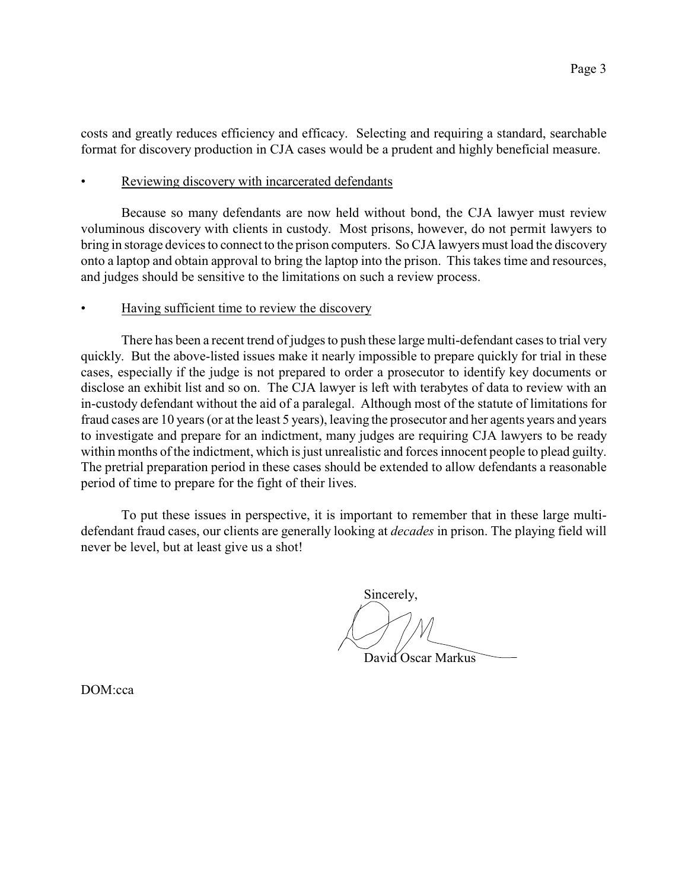costs and greatly reduces efficiency and efficacy. Selecting and requiring a standard, searchable format for discovery production in CJA cases would be a prudent and highly beneficial measure.

- Reviewing discovery with incarcerated defendants

Because so many defendants are now held without bond, the CJA lawyer must review voluminous discovery with clients in custody. Most prisons, however, do not permit lawyers to bring in storage devices to connect to the prison computers. So CJA lawyers must load the discovery onto a laptop and obtain approval to bring the laptop into the prison. This takes time and resources, and judges should be sensitive to the limitations on such a review process.

- Having sufficient time to review the discovery

There has been a recent trend of judges to push these large multi-defendant cases to trial very quickly. But the above-listed issues make it nearly impossible to prepare quickly for trial in these cases, especially if the judge is not prepared to order a prosecutor to identify key documents or disclose an exhibit list and so on. The CJA lawyer is left with terabytes of data to review with an in-custody defendant without the aid of a paralegal. Although most of the statute of limitations for fraud cases are 10 years (or at the least 5 years), leaving the prosecutor and her agents years and years to investigate and prepare for an indictment, many judges are requiring CJA lawyers to be ready within months of the indictment, which is just unrealistic and forces innocent people to plead guilty. The pretrial preparation period in these cases should be extended to allow defendants a reasonable period of time to prepare for the fight of their lives.

To put these issues in perspective, it is important to remember that in these large multi-defendant fraud cases, our clients are generally looking at *decades* in prison. The playing field will never be level, but at least give us a shot!

Sincerely,

David Oscar Markus

DOM:cca